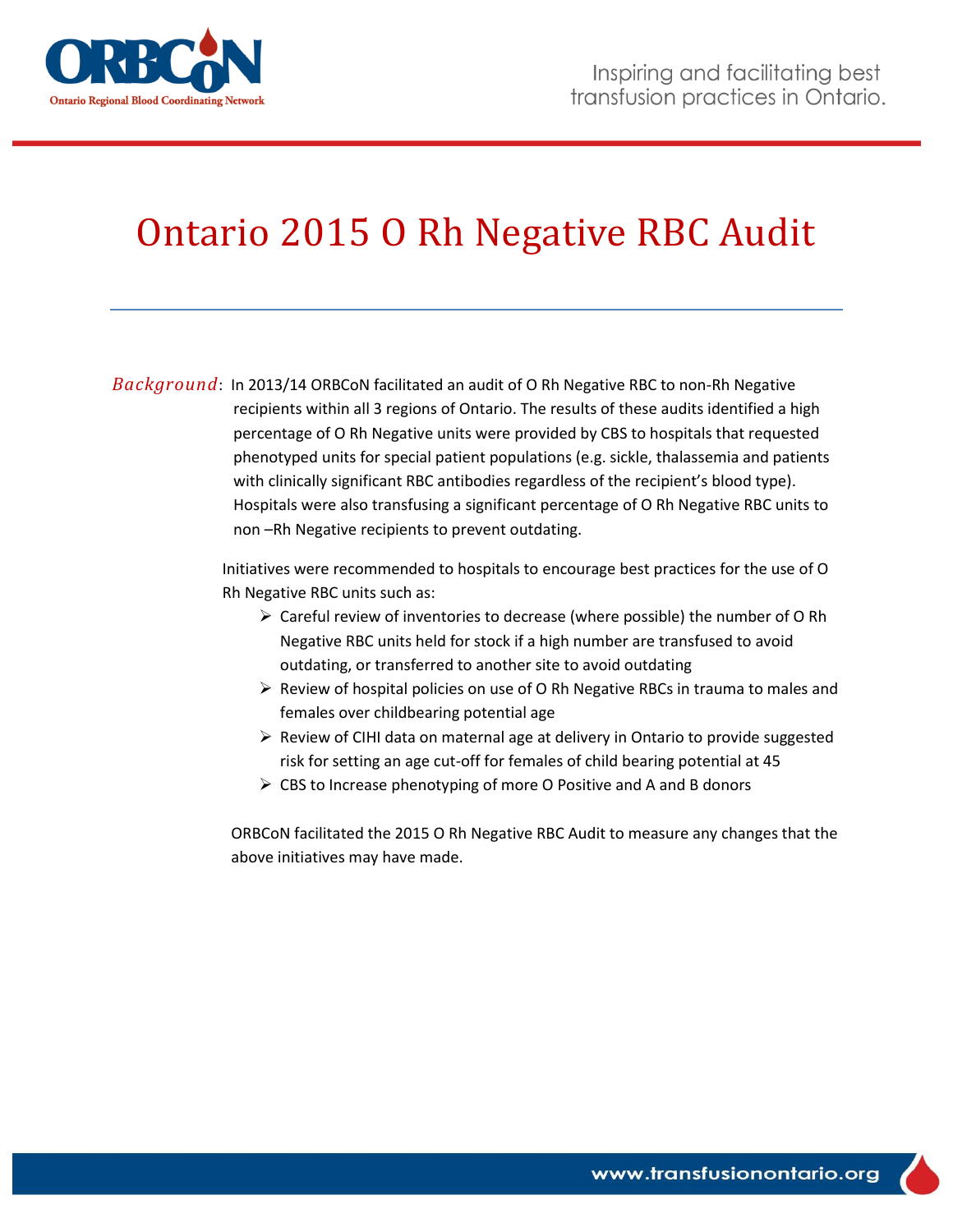# Ontario 2015 O Rh Negative RBC Audit

***Background***: In 2013/14 ORBCoN facilitated an audit of O Rh Negative RBC to non-Rh Negative recipients within all 3 regions of Ontario. The results of these audits identified a high percentage of O Rh Negative units were provided by CBS to hospitals that requested phenotyped units for special patient populations (e.g. sickle, thalassemia and patients with clinically significant RBC antibodies regardless of the recipient's blood type). Hospitals were also transfusing a significant percentage of O Rh Negative RBC units to non –Rh Negative recipients to prevent outdating.

Initiatives were recommended to hospitals to encourage best practices for the use of O Rh Negative RBC units such as:

- Careful review of inventories to decrease (where possible) the number of O Rh Negative RBC units held for stock if a high number are transfused to avoid outdating, or transferred to another site to avoid outdating
- Review of hospital policies on use of O Rh Negative RBCs in trauma to males and females over childbearing potential age
- Review of CIHI data on maternal age at delivery in Ontario to provide suggested risk for setting an age cut-off for females of child bearing potential at 45
- CBS to Increase phenotyping of more O Positive and A and B donors

ORBCoN facilitated the 2015 O Rh Negative RBC Audit to measure any changes that the above initiatives may have made.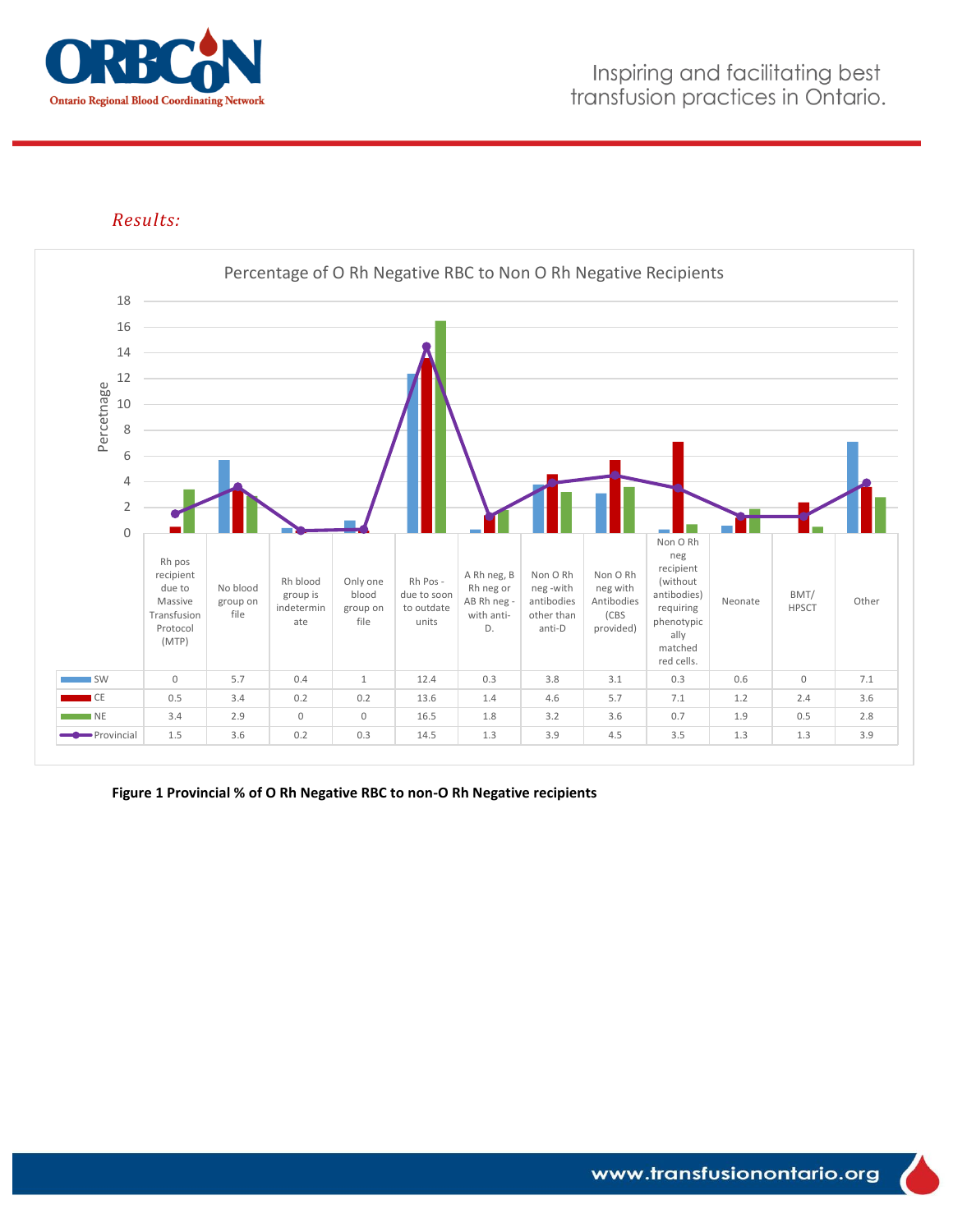*Results:*

**Percentage of O Rh Negative RBC to Non O Rh Negative Recipients**

| | Rh pos recipient due to Massive Transfusion Protocol (MTP) | No blood group on file | Rh blood group is indeterminate | Only one blood group on file | Rh Pos - due to soon to outdate units | A Rh neg, B Rh neg or AB Rh neg - with anti-D. | Non O Rh neg -with antibodies other than anti-D | Non O Rh neg with Antibodies (CBS provided) | Non O Rh neg recipient (without antibodies) requiring phenotypically matched red cells. | Neonate | BMT/ HPSCT | Other |
|---|---|---|---|---|---|---|---|---|---|---|---|---|
| SW | 0 | 5.7 | 0.4 | 1 | 12.4 | 0.3 | 3.8 | 3.1 | 0.3 | 0.6 | 0 | 7.1 |
| CE | 0.5 | 3.4 | 0.2 | 0.2 | 13.6 | 1.4 | 4.6 | 5.7 | 7.1 | 1.2 | 2.4 | 3.6 |
| NE | 3.4 | 2.9 | 0 | 0 | 16.5 | 1.8 | 3.2 | 3.6 | 0.7 | 1.9 | 0.5 | 2.8 |
| Provincial | 1.5 | 3.6 | 0.2 | 0.3 | 14.5 | 1.3 | 3.9 | 4.5 | 3.5 | 1.3 | 1.3 | 3.9 |

**Figure 1 Provincial % of O Rh Negative RBC to non-O Rh Negative recipients**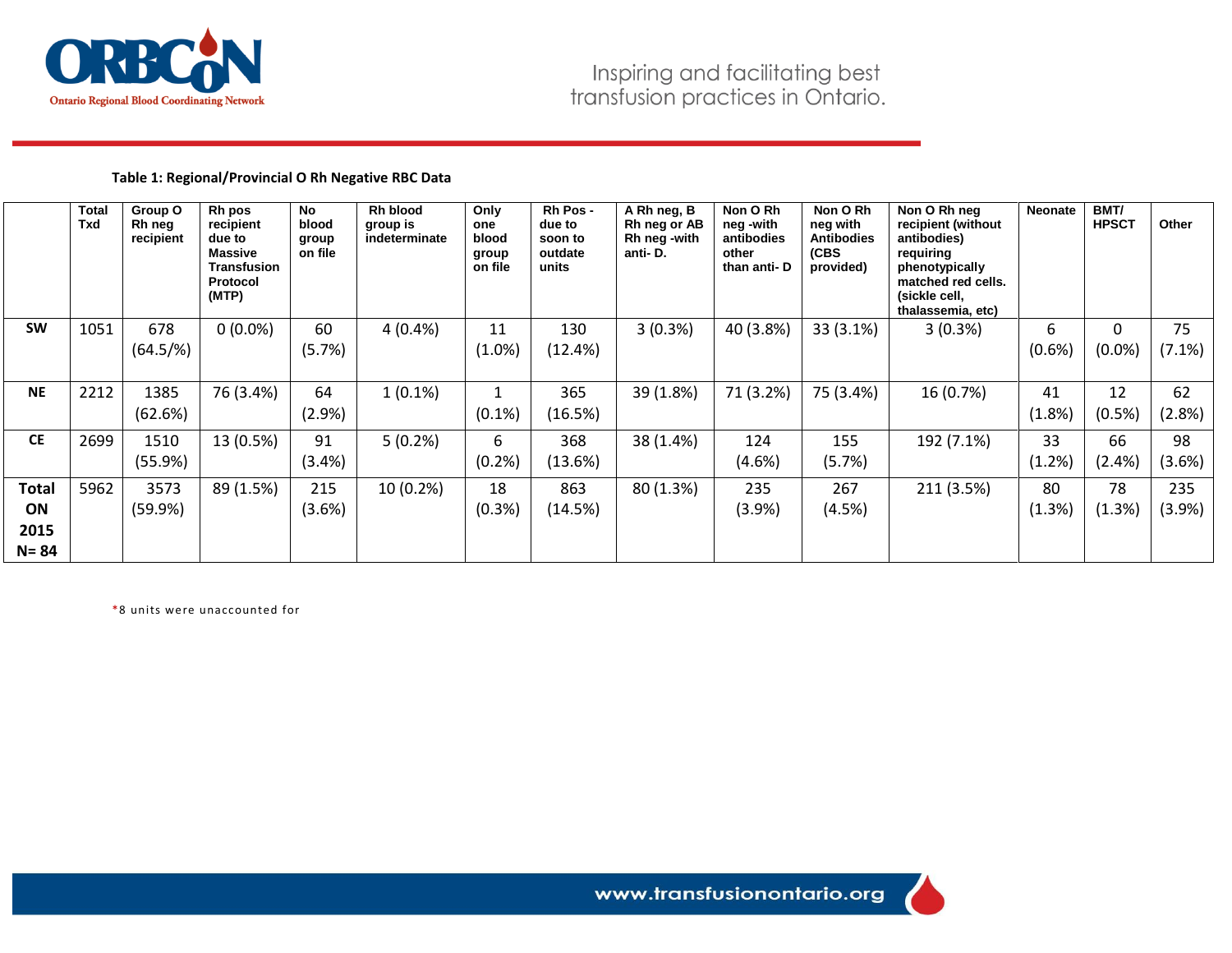**Table 1: Regional/Provincial O Rh Negative RBC Data**

| | Total Txd | Group O Rh neg recipient | Rh pos recipient due to Massive Transfusion Protocol (MTP) | No blood group on file | Rh blood group is indeterminate | Only one blood group on file | Rh Pos - due to soon to outdate units | A Rh neg, B Rh neg or AB Rh neg -with anti- D. | Non O Rh neg -with antibodies other than anti- D | Non O Rh neg with Antibodies (CBS provided) | Non O Rh neg recipient (without antibodies) requiring phenotypically matched red cells. (sickle cell, thalassemia, etc) | Neonate | BMT/ HPSCT | Other |
|---|---|---|---|---|---|---|---|---|---|---|---|---|---|---|
| **SW** | 1051 | 678 (64.5/%) | 0 (0.0%) | 60 (5.7%) | 4 (0.4%) | 11 (1.0%) | 130 (12.4%) | 3 (0.3%) | 40 (3.8%) | 33 (3.1%) | 3 (0.3%) | 6 (0.6%) | 0 (0.0%) | 75 (7.1%) |
| **NE** | 2212 | 1385 (62.6%) | 76 (3.4%) | 64 (2.9%) | 1 (0.1%) | 1 (0.1%) | 365 (16.5%) | 39 (1.8%) | 71 (3.2%) | 75 (3.4%) | 16 (0.7%) | 41 (1.8%) | 12 (0.5%) | 62 (2.8%) |
| **CE** | 2699 | 1510 (55.9%) | 13 (0.5%) | 91 (3.4%) | 5 (0.2%) | 6 (0.2%) | 368 (13.6%) | 38 (1.4%) | 124 (4.6%) | 155 (5.7%) | 192 (7.1%) | 33 (1.2%) | 66 (2.4%) | 98 (3.6%) |
| **Total ON 2015 N= 84** | 5962 | 3573 (59.9%) | 89 (1.5%) | 215 (3.6%) | 10 (0.2%) | 18 (0.3%) | 863 (14.5%) | 80 (1.3%) | 235 (3.9%) | 267 (4.5%) | 211 (3.5%) | 80 (1.3%) | 78 (1.3%) | 235 (3.9%) |

*8 units were unaccounted for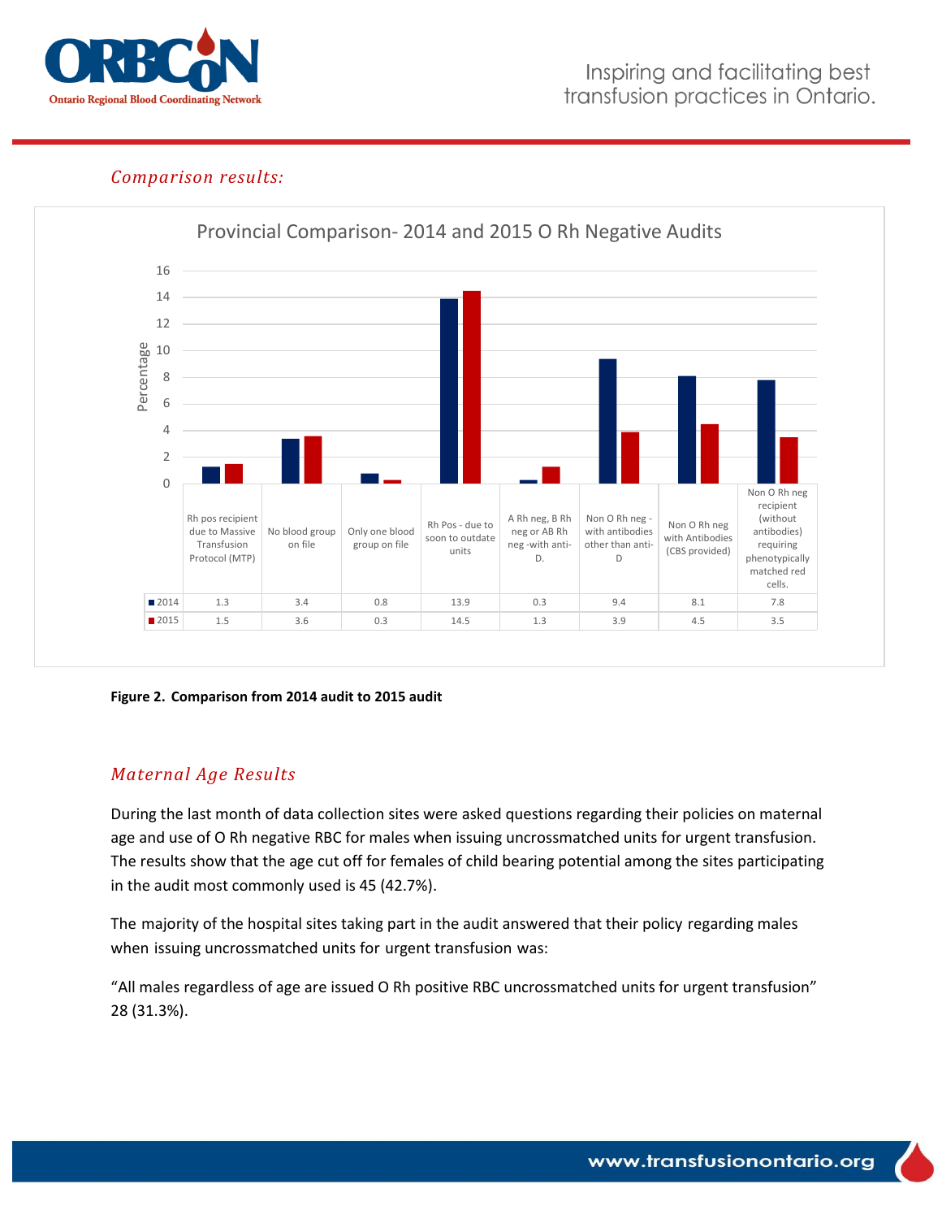*Comparison results:*

Provincial Comparison- 2014 and 2015 O Rh Negative Audits

Percentage

0
2
4
6
8
10
12
14
16

Rh pos recipient due to Massive Transfusion Protocol (MTP)
No blood group on file
Only one blood group on file
Rh Pos - due to soon to outdate units
A Rh neg, B Rh neg or AB Rh neg -with anti-D.
Non O Rh neg - with antibodies other than anti-D
Non O Rh neg with Antibodies (CBS provided)
Non O Rh neg recipient (without antibodies) requiring phenotypically matched red cells.

2014 1.3 3.4 0.8 13.9 0.3 9.4 8.1 7.8

2015 1.5 3.6 0.3 14.5 1.3 3.9 4.5 3.5

**Figure 2. Comparison from 2014 audit to 2015 audit**

## *Maternal Age Results*

During the last month of data collection sites were asked questions regarding their policies on maternal age and use of O Rh negative RBC for males when issuing uncrossmatched units for urgent transfusion. The results show that the age cut off for females of child bearing potential among the sites participating in the audit most commonly used is 45 (42.7%).

The majority of the hospital sites taking part in the audit answered that their policy regarding males when issuing uncrossmatched units for urgent transfusion was:

"All males regardless of age are issued O Rh positive RBC uncrossmatched units for urgent transfusion" 28 (31.3%).